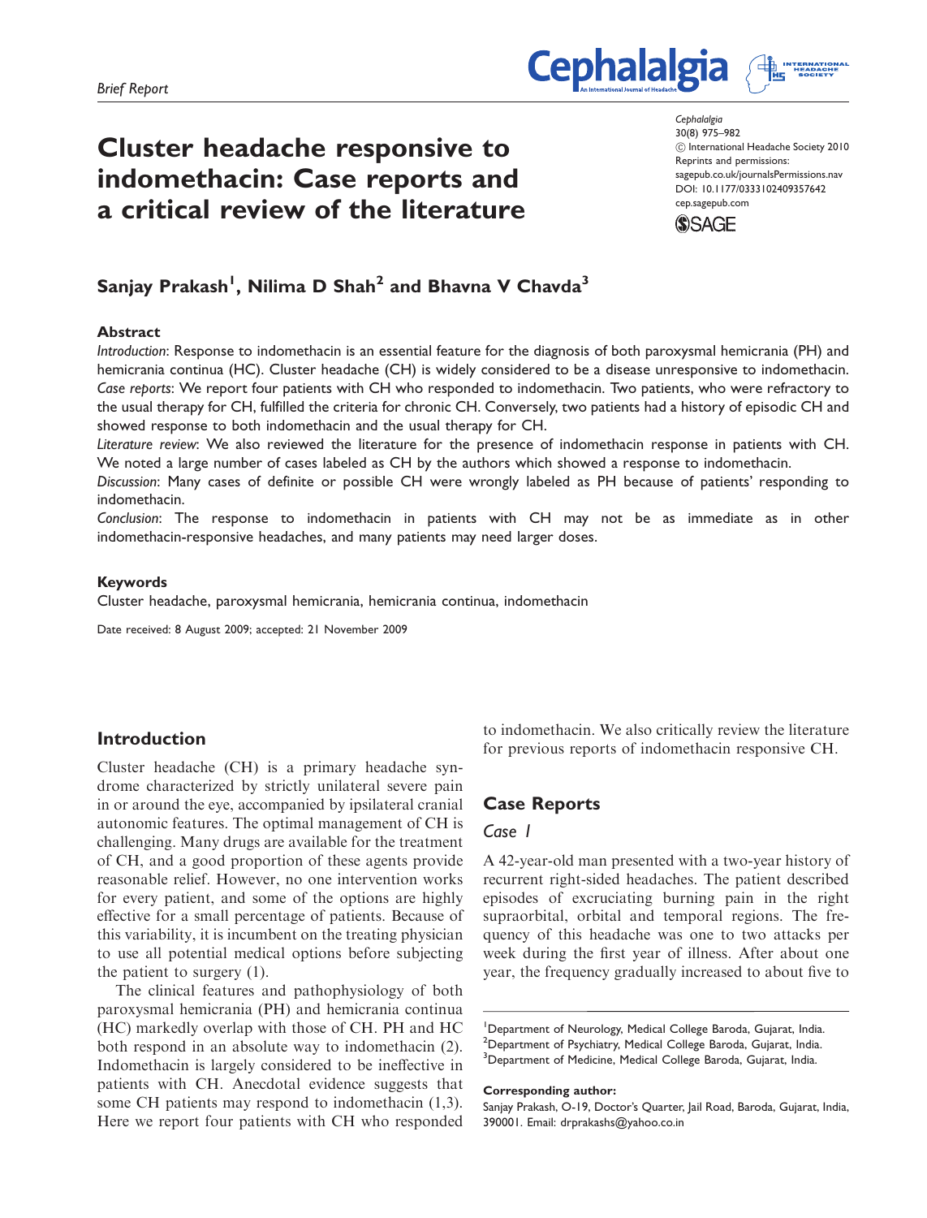Brief Report

# Cluster headache responsive to indomethacin: Case reports and a critical review of the literature

Cephalalgia
30(8) 975–982
© International Headache Society 2010
Reprints and permissions: sagepub.co.uk/journalsPermissions.nav
DOI: 10.1177/0333102409357642
cep.sagepub.com

**Sanjay Prakash[1], Nilima D Shah[2] and Bhavna V Chavda[3]**

### Abstract

*Introduction*: Response to indomethacin is an essential feature for the diagnosis of both paroxysmal hemicrania (PH) and hemicrania continua (HC). Cluster headache (CH) is widely considered to be a disease unresponsive to indomethacin.
*Case reports*: We report four patients with CH who responded to indomethacin. Two patients, who were refractory to the usual therapy for CH, fulfilled the criteria for chronic CH. Conversely, two patients had a history of episodic CH and showed response to both indomethacin and the usual therapy for CH.
*Literature review*: We also reviewed the literature for the presence of indomethacin response in patients with CH. We noted a large number of cases labeled as CH by the authors which showed a response to indomethacin.
*Discussion*: Many cases of definite or possible CH were wrongly labeled as PH because of patients' responding to indomethacin.
*Conclusion*: The response to indomethacin in patients with CH may not be as immediate as in other indomethacin-responsive headaches, and many patients may need larger doses.

### Keywords

Cluster headache, paroxysmal hemicrania, hemicrania continua, indomethacin

Date received: 8 August 2009; accepted: 21 November 2009

## Introduction

Cluster headache (CH) is a primary headache syndrome characterized by strictly unilateral severe pain in or around the eye, accompanied by ipsilateral cranial autonomic features. The optimal management of CH is challenging. Many drugs are available for the treatment of CH, and a good proportion of these agents provide reasonable relief. However, no one intervention works for every patient, and some of the options are highly effective for a small percentage of patients. Because of this variability, it is incumbent on the treating physician to use all potential medical options before subjecting the patient to surgery (1).

The clinical features and pathophysiology of both paroxysmal hemicrania (PH) and hemicrania continua (HC) markedly overlap with those of CH. PH and HC both respond in an absolute way to indomethacin (2). Indomethacin is largely considered to be ineffective in patients with CH. Anecdotal evidence suggests that some CH patients may respond to indomethacin (1,3). Here we report four patients with CH who responded to indomethacin. We also critically review the literature for previous reports of indomethacin responsive CH.

## Case Reports

### Case 1

A 42-year-old man presented with a two-year history of recurrent right-sided headaches. The patient described episodes of excruciating burning pain in the right supraorbital, orbital and temporal regions. The frequency of this headache was one to two attacks per week during the first year of illness. After about one year, the frequency gradually increased to about five to

[1]Department of Neurology, Medical College Baroda, Gujarat, India.
[2]Department of Psychiatry, Medical College Baroda, Gujarat, India.
[3]Department of Medicine, Medical College Baroda, Gujarat, India.

**Corresponding author:**
Sanjay Prakash, O-19, Doctor's Quarter, Jail Road, Baroda, Gujarat, India, 390001. Email: drprakashs@yahoo.co.in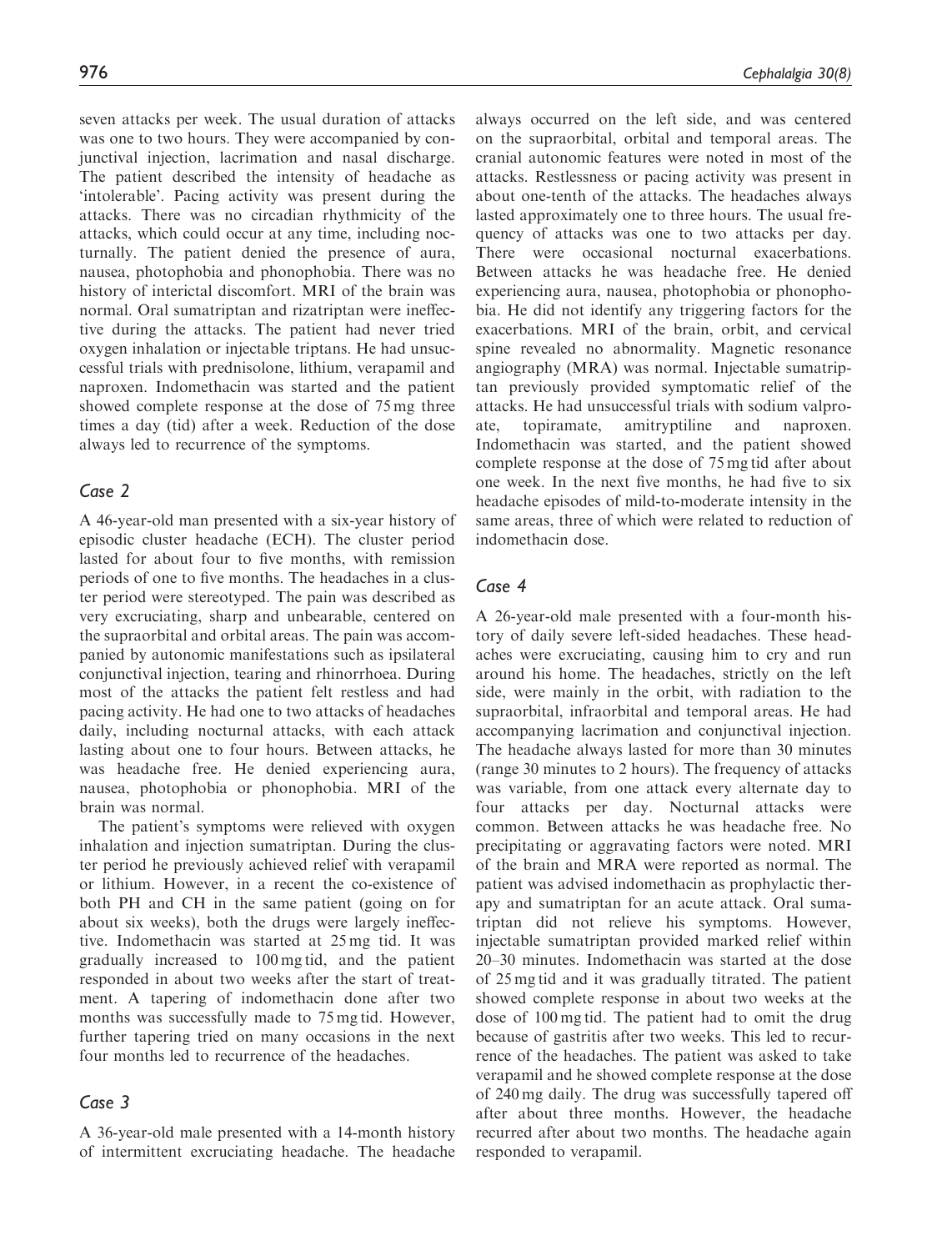seven attacks per week. The usual duration of attacks was one to two hours. They were accompanied by conjunctival injection, lacrimation and nasal discharge. The patient described the intensity of headache as 'intolerable'. Pacing activity was present during the attacks. There was no circadian rhythmicity of the attacks, which could occur at any time, including nocturnally. The patient denied the presence of aura, nausea, photophobia and phonophobia. There was no history of interictal discomfort. MRI of the brain was normal. Oral sumatriptan and rizatriptan were ineffective during the attacks. The patient had never tried oxygen inhalation or injectable triptans. He had unsuccessful trials with prednisolone, lithium, verapamil and naproxen. Indomethacin was started and the patient showed complete response at the dose of 75 mg three times a day (tid) after a week. Reduction of the dose always led to recurrence of the symptoms.

## Case 2

A 46-year-old man presented with a six-year history of episodic cluster headache (ECH). The cluster period lasted for about four to five months, with remission periods of one to five months. The headaches in a cluster period were stereotyped. The pain was described as very excruciating, sharp and unbearable, centered on the supraorbital and orbital areas. The pain was accompanied by autonomic manifestations such as ipsilateral conjunctival injection, tearing and rhinorrhoea. During most of the attacks the patient felt restless and had pacing activity. He had one to two attacks of headaches daily, including nocturnal attacks, with each attack lasting about one to four hours. Between attacks, he was headache free. He denied experiencing aura, nausea, photophobia or phonophobia. MRI of the brain was normal.

The patient's symptoms were relieved with oxygen inhalation and injection sumatriptan. During the cluster period he previously achieved relief with verapamil or lithium. However, in a recent the co-existence of both PH and CH in the same patient (going on for about six weeks), both the drugs were largely ineffective. Indomethacin was started at 25 mg tid. It was gradually increased to 100 mg tid, and the patient responded in about two weeks after the start of treatment. A tapering of indomethacin done after two months was successfully made to 75 mg tid. However, further tapering tried on many occasions in the next four months led to recurrence of the headaches.

## Case 3

A 36-year-old male presented with a 14-month history of intermittent excruciating headache. The headache always occurred on the left side, and was centered on the supraorbital, orbital and temporal areas. The cranial autonomic features were noted in most of the attacks. Restlessness or pacing activity was present in about one-tenth of the attacks. The headaches always lasted approximately one to three hours. The usual frequency of attacks was one to two attacks per day. There were occasional nocturnal exacerbations. Between attacks he was headache free. He denied experiencing aura, nausea, photophobia or phonophobia. He did not identify any triggering factors for the exacerbations. MRI of the brain, orbit, and cervical spine revealed no abnormality. Magnetic resonance angiography (MRA) was normal. Injectable sumatriptan previously provided symptomatic relief of the attacks. He had unsuccessful trials with sodium valproate, topiramate, amitryptiline and naproxen. Indomethacin was started, and the patient showed complete response at the dose of 75 mg tid after about one week. In the next five months, he had five to six headache episodes of mild-to-moderate intensity in the same areas, three of which were related to reduction of indomethacin dose.

## Case 4

A 26-year-old male presented with a four-month history of daily severe left-sided headaches. These headaches were excruciating, causing him to cry and run around his home. The headaches, strictly on the left side, were mainly in the orbit, with radiation to the supraorbital, infraorbital and temporal areas. He had accompanying lacrimation and conjunctival injection. The headache always lasted for more than 30 minutes (range 30 minutes to 2 hours). The frequency of attacks was variable, from one attack every alternate day to four attacks per day. Nocturnal attacks were common. Between attacks he was headache free. No precipitating or aggravating factors were noted. MRI of the brain and MRA were reported as normal. The patient was advised indomethacin as prophylactic therapy and sumatriptan for an acute attack. Oral sumatriptan did not relieve his symptoms. However, injectable sumatriptan provided marked relief within 20–30 minutes. Indomethacin was started at the dose of 25 mg tid and it was gradually titrated. The patient showed complete response in about two weeks at the dose of 100 mg tid. The patient had to omit the drug because of gastritis after two weeks. This led to recurrence of the headaches. The patient was asked to take verapamil and he showed complete response at the dose of 240 mg daily. The drug was successfully tapered off after about three months. However, the headache recurred after about two months. The headache again responded to verapamil.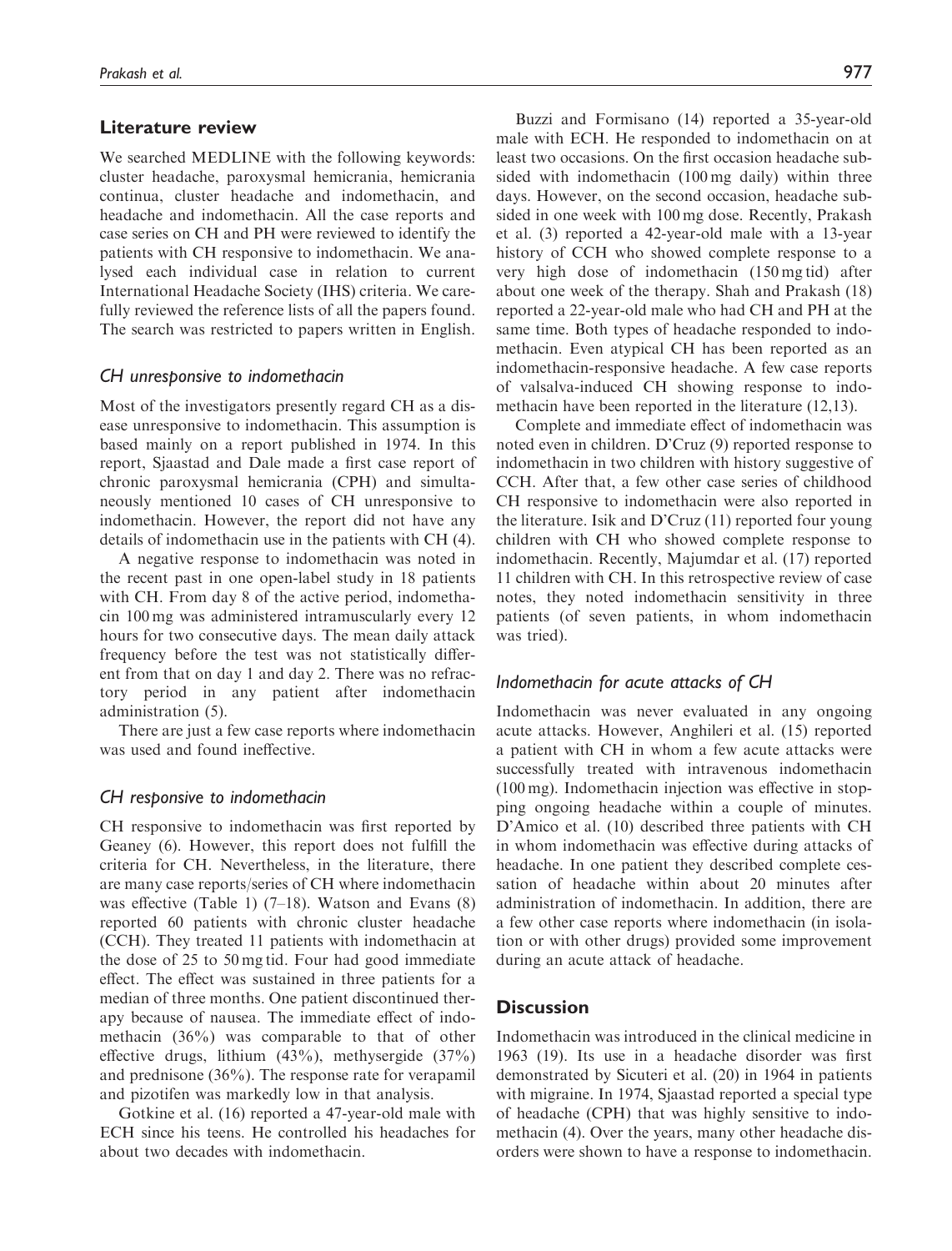## Literature review

We searched MEDLINE with the following keywords: cluster headache, paroxysmal hemicrania, hemicrania continua, cluster headache and indomethacin, and headache and indomethacin. All the case reports and case series on CH and PH were reviewed to identify the patients with CH responsive to indomethacin. We analysed each individual case in relation to current International Headache Society (IHS) criteria. We carefully reviewed the reference lists of all the papers found. The search was restricted to papers written in English.

### *CH unresponsive to indomethacin*

Most of the investigators presently regard CH as a disease unresponsive to indomethacin. This assumption is based mainly on a report published in 1974. In this report, Sjaastad and Dale made a first case report of chronic paroxysmal hemicrania (CPH) and simultaneously mentioned 10 cases of CH unresponsive to indomethacin. However, the report did not have any details of indomethacin use in the patients with CH (4).

A negative response to indomethacin was noted in the recent past in one open-label study in 18 patients with CH. From day 8 of the active period, indomethacin 100 mg was administered intramuscularly every 12 hours for two consecutive days. The mean daily attack frequency before the test was not statistically different from that on day 1 and day 2. There was no refractory period in any patient after indomethacin administration (5).

There are just a few case reports where indomethacin was used and found ineffective.

### *CH responsive to indomethacin*

CH responsive to indomethacin was first reported by Geaney (6). However, this report does not fulfill the criteria for CH. Nevertheless, in the literature, there are many case reports/series of CH where indomethacin was effective (Table 1) (7–18). Watson and Evans (8) reported 60 patients with chronic cluster headache (CCH). They treated 11 patients with indomethacin at the dose of 25 to 50 mg tid. Four had good immediate effect. The effect was sustained in three patients for a median of three months. One patient discontinued therapy because of nausea. The immediate effect of indomethacin (36%) was comparable to that of other effective drugs, lithium (43%), methysergide (37%) and prednisone (36%). The response rate for verapamil and pizotifen was markedly low in that analysis.

Gotkine et al. (16) reported a 47-year-old male with ECH since his teens. He controlled his headaches for about two decades with indomethacin.

Buzzi and Formisano (14) reported a 35-year-old male with ECH. He responded to indomethacin on at least two occasions. On the first occasion headache subsided with indomethacin (100 mg daily) within three days. However, on the second occasion, headache subsided in one week with 100 mg dose. Recently, Prakash et al. (3) reported a 42-year-old male with a 13-year history of CCH who showed complete response to a very high dose of indomethacin (150 mg tid) after about one week of the therapy. Shah and Prakash (18) reported a 22-year-old male who had CH and PH at the same time. Both types of headache responded to indomethacin. Even atypical CH has been reported as an indomethacin-responsive headache. A few case reports of valsalva-induced CH showing response to indomethacin have been reported in the literature (12,13).

Complete and immediate effect of indomethacin was noted even in children. D'Cruz (9) reported response to indomethacin in two children with history suggestive of CCH. After that, a few other case series of childhood CH responsive to indomethacin were also reported in the literature. Isik and D'Cruz (11) reported four young children with CH who showed complete response to indomethacin. Recently, Majumdar et al. (17) reported 11 children with CH. In this retrospective review of case notes, they noted indomethacin sensitivity in three patients (of seven patients, in whom indomethacin was tried).

### *Indomethacin for acute attacks of CH*

Indomethacin was never evaluated in any ongoing acute attacks. However, Anghileri et al. (15) reported a patient with CH in whom a few acute attacks were successfully treated with intravenous indomethacin (100 mg). Indomethacin injection was effective in stopping ongoing headache within a couple of minutes. D'Amico et al. (10) described three patients with CH in whom indomethacin was effective during attacks of headache. In one patient they described complete cessation of headache within about 20 minutes after administration of indomethacin. In addition, there are a few other case reports where indomethacin (in isolation or with other drugs) provided some improvement during an acute attack of headache.

## Discussion

Indomethacin was introduced in the clinical medicine in 1963 (19). Its use in a headache disorder was first demonstrated by Sicuteri et al. (20) in 1964 in patients with migraine. In 1974, Sjaastad reported a special type of headache (CPH) that was highly sensitive to indomethacin (4). Over the years, many other headache disorders were shown to have a response to indomethacin.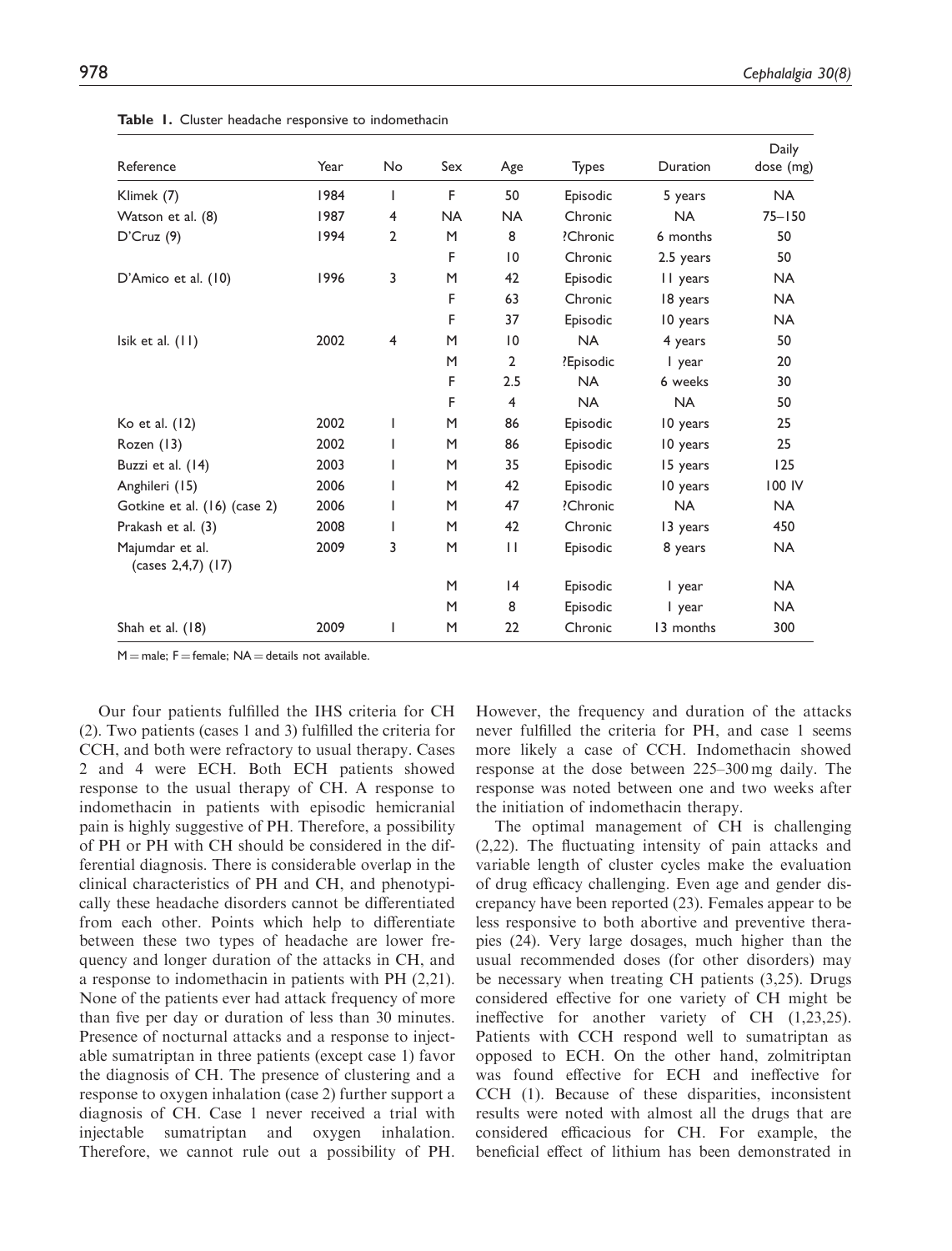**Table 1.** Cluster headache responsive to indomethacin

| Reference | Year | No | Sex | Age | Types | Duration | Daily dose (mg) |
|---|---|---|---|---|---|---|---|
| Klimek (7) | 1984 | 1 | F | 50 | Episodic | 5 years | NA |
| Watson et al. (8) | 1987 | 4 | NA | NA | Chronic | NA | 75–150 |
| D'Cruz (9) | 1994 | 2 | M | 8 | ?Chronic | 6 months | 50 |
| | | | F | 10 | Chronic | 2.5 years | 50 |
| D'Amico et al. (10) | 1996 | 3 | M | 42 | Episodic | 11 years | NA |
| | | | F | 63 | Chronic | 18 years | NA |
| | | | F | 37 | Episodic | 10 years | NA |
| Isik et al. (11) | 2002 | 4 | M | 10 | NA | 4 years | 50 |
| | | | M | 2 | ?Episodic | 1 year | 20 |
| | | | F | 2.5 | NA | 6 weeks | 30 |
| | | | F | 4 | NA | NA | 50 |
| Ko et al. (12) | 2002 | 1 | M | 86 | Episodic | 10 years | 25 |
| Rozen (13) | 2002 | 1 | M | 86 | Episodic | 10 years | 25 |
| Buzzi et al. (14) | 2003 | 1 | M | 35 | Episodic | 15 years | 125 |
| Anghileri (15) | 2006 | 1 | M | 42 | Episodic | 10 years | 100 IV |
| Gotkine et al. (16) (case 2) | 2006 | 1 | M | 47 | ?Chronic | NA | NA |
| Prakash et al. (3) | 2008 | 1 | M | 42 | Chronic | 13 years | 450 |
| Majumdar et al. (cases 2,4,7) (17) | 2009 | 3 | M | 11 | Episodic | 8 years | NA |
| | | | M | 14 | Episodic | 1 year | NA |
| | | | M | 8 | Episodic | 1 year | NA |
| Shah et al. (18) | 2009 | 1 | M | 22 | Chronic | 13 months | 300 |

M = male; F = female; NA = details not available.

Our four patients fulfilled the IHS criteria for CH (2). Two patients (cases 1 and 3) fulfilled the criteria for CCH, and both were refractory to usual therapy. Cases 2 and 4 were ECH. Both ECH patients showed response to the usual therapy of CH. A response to indomethacin in patients with episodic hemicranial pain is highly suggestive of PH. Therefore, a possibility of PH or PH with CH should be considered in the differential diagnosis. There is considerable overlap in the clinical characteristics of PH and CH, and phenotypically these headache disorders cannot be differentiated from each other. Points which help to differentiate between these two types of headache are lower frequency and longer duration of the attacks in CH, and a response to indomethacin in patients with PH (2,21). None of the patients ever had attack frequency of more than five per day or duration of less than 30 minutes. Presence of nocturnal attacks and a response to injectable sumatriptan in three patients (except case 1) favor the diagnosis of CH. The presence of clustering and a response to oxygen inhalation (case 2) further support a diagnosis of CH. Case 1 never received a trial with injectable sumatriptan and oxygen inhalation. Therefore, we cannot rule out a possibility of PH. However, the frequency and duration of the attacks never fulfilled the criteria for PH, and case 1 seems more likely a case of CCH. Indomethacin showed response at the dose between 225–300 mg daily. The response was noted between one and two weeks after the initiation of indomethacin therapy.

The optimal management of CH is challenging (2,22). The fluctuating intensity of pain attacks and variable length of cluster cycles make the evaluation of drug efficacy challenging. Even age and gender discrepancy have been reported (23). Females appear to be less responsive to both abortive and preventive therapies (24). Very large dosages, much higher than the usual recommended doses (for other disorders) may be necessary when treating CH patients (3,25). Drugs considered effective for one variety of CH might be ineffective for another variety of CH (1,23,25). Patients with CCH respond well to sumatriptan as opposed to ECH. On the other hand, zolmitriptan was found effective for ECH and ineffective for CCH (1). Because of these disparities, inconsistent results were noted with almost all the drugs that are considered efficacious for CH. For example, the beneficial effect of lithium has been demonstrated in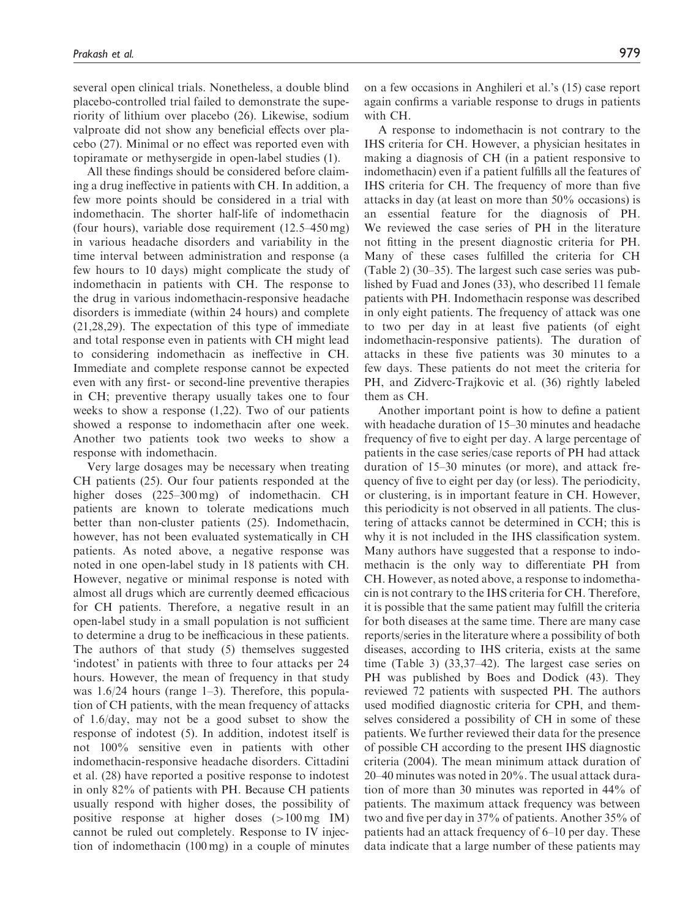several open clinical trials. Nonetheless, a double blind placebo-controlled trial failed to demonstrate the superiority of lithium over placebo (26). Likewise, sodium valproate did not show any beneficial effects over placebo (27). Minimal or no effect was reported even with topiramate or methysergide in open-label studies (1).

All these findings should be considered before claiming a drug ineffective in patients with CH. In addition, a few more points should be considered in a trial with indomethacin. The shorter half-life of indomethacin (four hours), variable dose requirement (12.5–450 mg) in various headache disorders and variability in the time interval between administration and response (a few hours to 10 days) might complicate the study of indomethacin in patients with CH. The response to the drug in various indomethacin-responsive headache disorders is immediate (within 24 hours) and complete (21,28,29). The expectation of this type of immediate and total response even in patients with CH might lead to considering indomethacin as ineffective in CH. Immediate and complete response cannot be expected even with any first- or second-line preventive therapies in CH; preventive therapy usually takes one to four weeks to show a response (1,22). Two of our patients showed a response to indomethacin after one week. Another two patients took two weeks to show a response with indomethacin.

Very large dosages may be necessary when treating CH patients (25). Our four patients responded at the higher doses (225–300 mg) of indomethacin. CH patients are known to tolerate medications much better than non-cluster patients (25). Indomethacin, however, has not been evaluated systematically in CH patients. As noted above, a negative response was noted in one open-label study in 18 patients with CH. However, negative or minimal response is noted with almost all drugs which are currently deemed efficacious for CH patients. Therefore, a negative result in an open-label study in a small population is not sufficient to determine a drug to be inefficacious in these patients. The authors of that study (5) themselves suggested 'indotest' in patients with three to four attacks per 24 hours. However, the mean of frequency in that study was 1.6/24 hours (range 1–3). Therefore, this population of CH patients, with the mean frequency of attacks of 1.6/day, may not be a good subset to show the response of indotest (5). In addition, indotest itself is not 100% sensitive even in patients with other indomethacin-responsive headache disorders. Cittadini et al. (28) have reported a positive response to indotest in only 82% of patients with PH. Because CH patients usually respond with higher doses, the possibility of positive response at higher doses (>100 mg IM) cannot be ruled out completely. Response to IV injection of indomethacin (100 mg) in a couple of minutes on a few occasions in Anghileri et al.'s (15) case report again confirms a variable response to drugs in patients with CH.

A response to indomethacin is not contrary to the IHS criteria for CH. However, a physician hesitates in making a diagnosis of CH (in a patient responsive to indomethacin) even if a patient fulfills all the features of IHS criteria for CH. The frequency of more than five attacks in day (at least on more than 50% occasions) is an essential feature for the diagnosis of PH. We reviewed the case series of PH in the literature not fitting in the present diagnostic criteria for PH. Many of these cases fulfilled the criteria for CH (Table 2) (30–35). The largest such case series was published by Fuad and Jones (33), who described 11 female patients with PH. Indomethacin response was described in only eight patients. The frequency of attack was one to two per day in at least five patients (of eight indomethacin-responsive patients). The duration of attacks in these five patients was 30 minutes to a few days. These patients do not meet the criteria for PH, and Zidverc-Trajkovic et al. (36) rightly labeled them as CH.

Another important point is how to define a patient with headache duration of 15–30 minutes and headache frequency of five to eight per day. A large percentage of patients in the case series/case reports of PH had attack duration of 15–30 minutes (or more), and attack frequency of five to eight per day (or less). The periodicity, or clustering, is in important feature in CH. However, this periodicity is not observed in all patients. The clustering of attacks cannot be determined in CCH; this is why it is not included in the IHS classification system. Many authors have suggested that a response to indomethacin is the only way to differentiate PH from CH. However, as noted above, a response to indomethacin is not contrary to the IHS criteria for CH. Therefore, it is possible that the same patient may fulfill the criteria for both diseases at the same time. There are many case reports/series in the literature where a possibility of both diseases, according to IHS criteria, exists at the same time (Table 3) (33,37–42). The largest case series on PH was published by Boes and Dodick (43). They reviewed 72 patients with suspected PH. The authors used modified diagnostic criteria for CPH, and themselves considered a possibility of CH in some of these patients. We further reviewed their data for the presence of possible CH according to the present IHS diagnostic criteria (2004). The mean minimum attack duration of 20–40 minutes was noted in 20%. The usual attack duration of more than 30 minutes was reported in 44% of patients. The maximum attack frequency was between two and five per day in 37% of patients. Another 35% of patients had an attack frequency of 6–10 per day. These data indicate that a large number of these patients may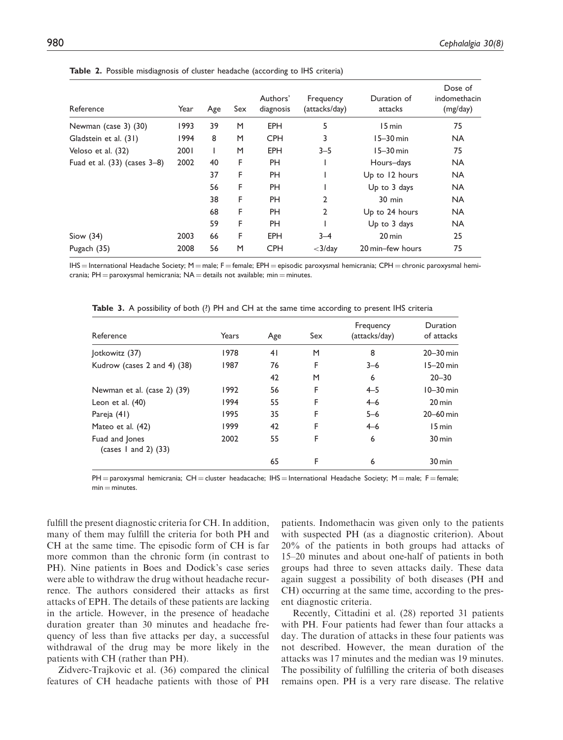**Table 2.** Possible misdiagnosis of cluster headache (according to IHS criteria)

| Reference | Year | Age | Sex | Authors' diagnosis | Frequency (attacks/day) | Duration of attacks | Dose of indomethacin (mg/day) |
|---|---|---|---|---|---|---|---|
| Newman (case 3) (30) | 1993 | 39 | M | EPH | 5 | 15 min | 75 |
| Gladstein et al. (31) | 1994 | 8 | M | CPH | 3 | 15–30 min | NA |
| Veloso et al. (32) | 2001 | 1 | M | EPH | 3–5 | 15–30 min | 75 |
| Fuad et al. (33) (cases 3–8) | 2002 | 40 | F | PH | 1 | Hours–days | NA |
| | | 37 | F | PH | 1 | Up to 12 hours | NA |
| | | 56 | F | PH | 1 | Up to 3 days | NA |
| | | 38 | F | PH | 2 | 30 min | NA |
| | | 68 | F | PH | 2 | Up to 24 hours | NA |
| | | 59 | F | PH | 1 | Up to 3 days | NA |
| Siow (34) | 2003 | 66 | F | EPH | 3–4 | 20 min | 25 |
| Pugach (35) | 2008 | 56 | M | CPH | <3/day | 20 min–few hours | 75 |

IHS = International Headache Society; M = male; F = female; EPH = episodic paroxysmal hemicrania; CPH = chronic paroxysmal hemicrania; PH = paroxysmal hemicrania; NA = details not available; min = minutes.

**Table 3.** A possibility of both (?) PH and CH at the same time according to present IHS criteria

| Reference | Years | Age | Sex | Frequency (attacks/day) | Duration of attacks |
|---|---|---|---|---|---|
| Jotkowitz (37) | 1978 | 41 | M | 8 | 20–30 min |
| Kudrow (cases 2 and 4) (38) | 1987 | 76 | F | 3–6 | 15–20 min |
| | | 42 | M | 6 | 20–30 |
| Newman et al. (case 2) (39) | 1992 | 56 | F | 4–5 | 10–30 min |
| Leon et al. (40) | 1994 | 55 | F | 4–6 | 20 min |
| Pareja (41) | 1995 | 35 | F | 5–6 | 20–60 min |
| Mateo et al. (42) | 1999 | 42 | F | 4–6 | 15 min |
| Fuad and Jones (cases 1 and 2) (33) | 2002 | 55 | F | 6 | 30 min |
| | | 65 | F | 6 | 30 min |

PH = paroxysmal hemicrania; CH = cluster headacache; IHS = International Headache Society; M = male; F = female; min = minutes.

fulfill the present diagnostic criteria for CH. In addition, many of them may fulfill the criteria for both PH and CH at the same time. The episodic form of CH is far more common than the chronic form (in contrast to PH). Nine patients in Boes and Dodick's case series were able to withdraw the drug without headache recurrence. The authors considered their attacks as first attacks of EPH. The details of these patients are lacking in the article. However, in the presence of headache duration greater than 30 minutes and headache frequency of less than five attacks per day, a successful withdrawal of the drug may be more likely in the patients with CH (rather than PH).

Zidverc-Trajkovic et al. (36) compared the clinical features of CH headache patients with those of PH patients. Indomethacin was given only to the patients with suspected PH (as a diagnostic criterion). About 20% of the patients in both groups had attacks of 15–20 minutes and about one-half of patients in both groups had three to seven attacks daily. These data again suggest a possibility of both diseases (PH and CH) occurring at the same time, according to the present diagnostic criteria.

Recently, Cittadini et al. (28) reported 31 patients with PH. Four patients had fewer than four attacks a day. The duration of attacks in these four patients was not described. However, the mean duration of the attacks was 17 minutes and the median was 19 minutes. The possibility of fulfilling the criteria of both diseases remains open. PH is a very rare disease. The relative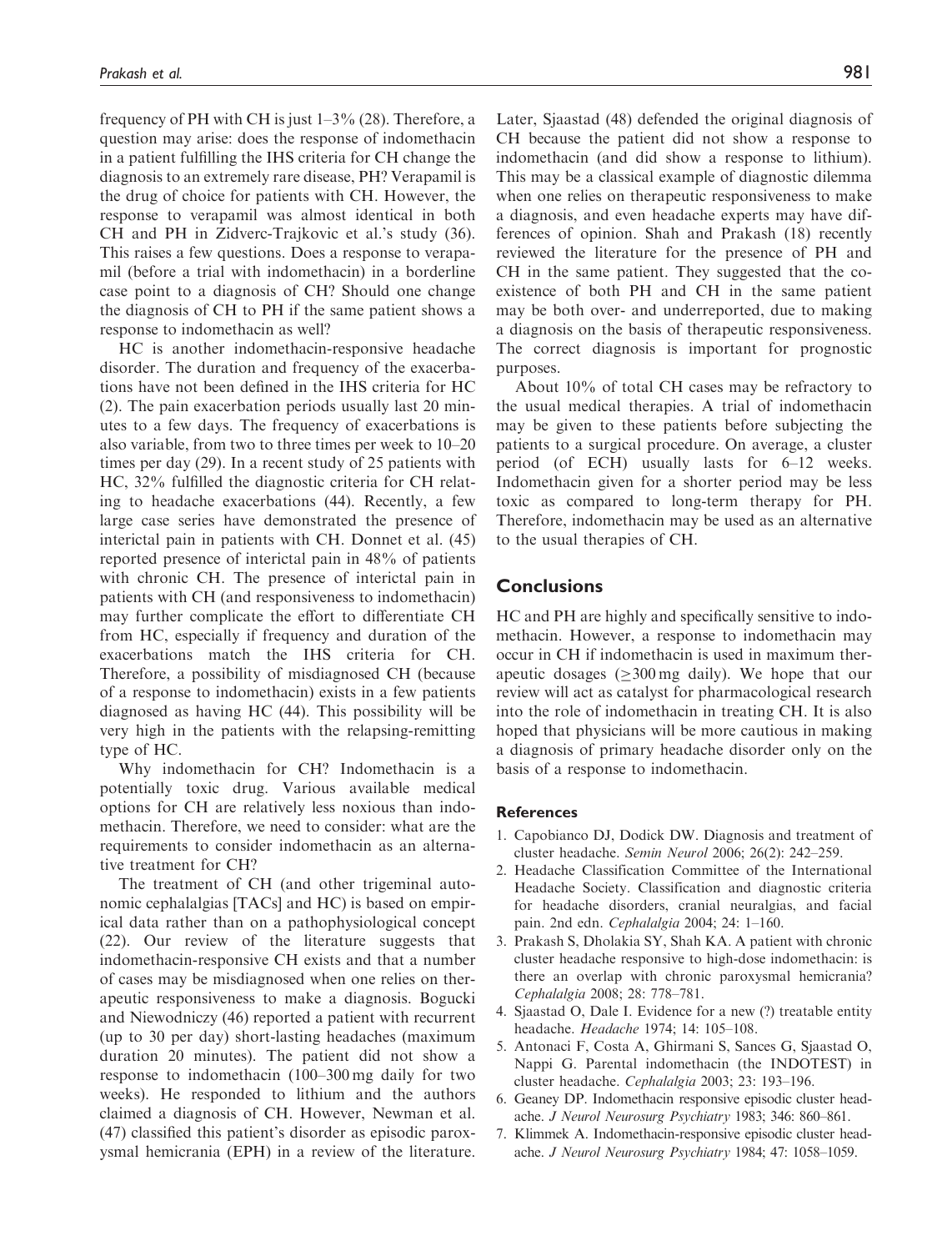frequency of PH with CH is just 1–3% (28). Therefore, a question may arise: does the response of indomethacin in a patient fulfilling the IHS criteria for CH change the diagnosis to an extremely rare disease, PH? Verapamil is the drug of choice for patients with CH. However, the response to verapamil was almost identical in both CH and PH in Zidverc-Trajkovic et al.'s study (36). This raises a few questions. Does a response to verapamil (before a trial with indomethacin) in a borderline case point to a diagnosis of CH? Should one change the diagnosis of CH to PH if the same patient shows a response to indomethacin as well?

HC is another indomethacin-responsive headache disorder. The duration and frequency of the exacerbations have not been defined in the IHS criteria for HC (2). The pain exacerbation periods usually last 20 minutes to a few days. The frequency of exacerbations is also variable, from two to three times per week to 10–20 times per day (29). In a recent study of 25 patients with HC, 32% fulfilled the diagnostic criteria for CH relating to headache exacerbations (44). Recently, a few large case series have demonstrated the presence of interictal pain in patients with CH. Donnet et al. (45) reported presence of interictal pain in 48% of patients with chronic CH. The presence of interictal pain in patients with CH (and responsiveness to indomethacin) may further complicate the effort to differentiate CH from HC, especially if frequency and duration of the exacerbations match the IHS criteria for CH. Therefore, a possibility of misdiagnosed CH (because of a response to indomethacin) exists in a few patients diagnosed as having HC (44). This possibility will be very high in the patients with the relapsing-remitting type of HC.

Why indomethacin for CH? Indomethacin is a potentially toxic drug. Various available medical options for CH are relatively less noxious than indomethacin. Therefore, we need to consider: what are the requirements to consider indomethacin as an alternative treatment for CH?

The treatment of CH (and other trigeminal autonomic cephalalgias [TACs] and HC) is based on empirical data rather than on a pathophysiological concept (22). Our review of the literature suggests that indomethacin-responsive CH exists and that a number of cases may be misdiagnosed when one relies on therapeutic responsiveness to make a diagnosis. Bogucki and Niewodniczy (46) reported a patient with recurrent (up to 30 per day) short-lasting headaches (maximum duration 20 minutes). The patient did not show a response to indomethacin (100–300 mg daily for two weeks). He responded to lithium and the authors claimed a diagnosis of CH. However, Newman et al. (47) classified this patient's disorder as episodic paroxysmal hemicrania (EPH) in a review of the literature. Later, Sjaastad (48) defended the original diagnosis of CH because the patient did not show a response to indomethacin (and did show a response to lithium). This may be a classical example of diagnostic dilemma when one relies on therapeutic responsiveness to make a diagnosis, and even headache experts may have differences of opinion. Shah and Prakash (18) recently reviewed the literature for the presence of PH and CH in the same patient. They suggested that the co-existence of both PH and CH in the same patient may be both over- and underreported, due to making a diagnosis on the basis of therapeutic responsiveness. The correct diagnosis is important for prognostic purposes.

About 10% of total CH cases may be refractory to the usual medical therapies. A trial of indomethacin may be given to these patients before subjecting the patients to a surgical procedure. On average, a cluster period (of ECH) usually lasts for 6–12 weeks. Indomethacin given for a shorter period may be less toxic as compared to long-term therapy for PH. Therefore, indomethacin may be used as an alternative to the usual therapies of CH.

## Conclusions

HC and PH are highly and specifically sensitive to indomethacin. However, a response to indomethacin may occur in CH if indomethacin is used in maximum therapeutic dosages ($\geq$300 mg daily). We hope that our review will act as catalyst for pharmacological research into the role of indomethacin in treating CH. It is also hoped that physicians will be more cautious in making a diagnosis of primary headache disorder only on the basis of a response to indomethacin.

### References

1. Capobianco DJ, Dodick DW. Diagnosis and treatment of cluster headache. *Semin Neurol* 2006; 26(2): 242–259.
2. Headache Classification Committee of the International Headache Society. Classification and diagnostic criteria for headache disorders, cranial neuralgias, and facial pain. 2nd edn. *Cephalalgia* 2004; 24: 1–160.
3. Prakash S, Dholakia SY, Shah KA. A patient with chronic cluster headache responsive to high-dose indomethacin: is there an overlap with chronic paroxysmal hemicrania? *Cephalalgia* 2008; 28: 778–781.
4. Sjaastad O, Dale I. Evidence for a new (?) treatable entity headache. *Headache* 1974; 14: 105–108.
5. Antonaci F, Costa A, Ghirmani S, Sances G, Sjaastad O, Nappi G. Parental indomethacin (the INDOTEST) in cluster headache. *Cephalalgia* 2003; 23: 193–196.
6. Geaney DP. Indomethacin responsive episodic cluster headache. *J Neurol Neurosurg Psychiatry* 1983; 346: 860–861.
7. Klimmek A. Indomethacin-responsive episodic cluster headache. *J Neurol Neurosurg Psychiatry* 1984; 47: 1058–1059.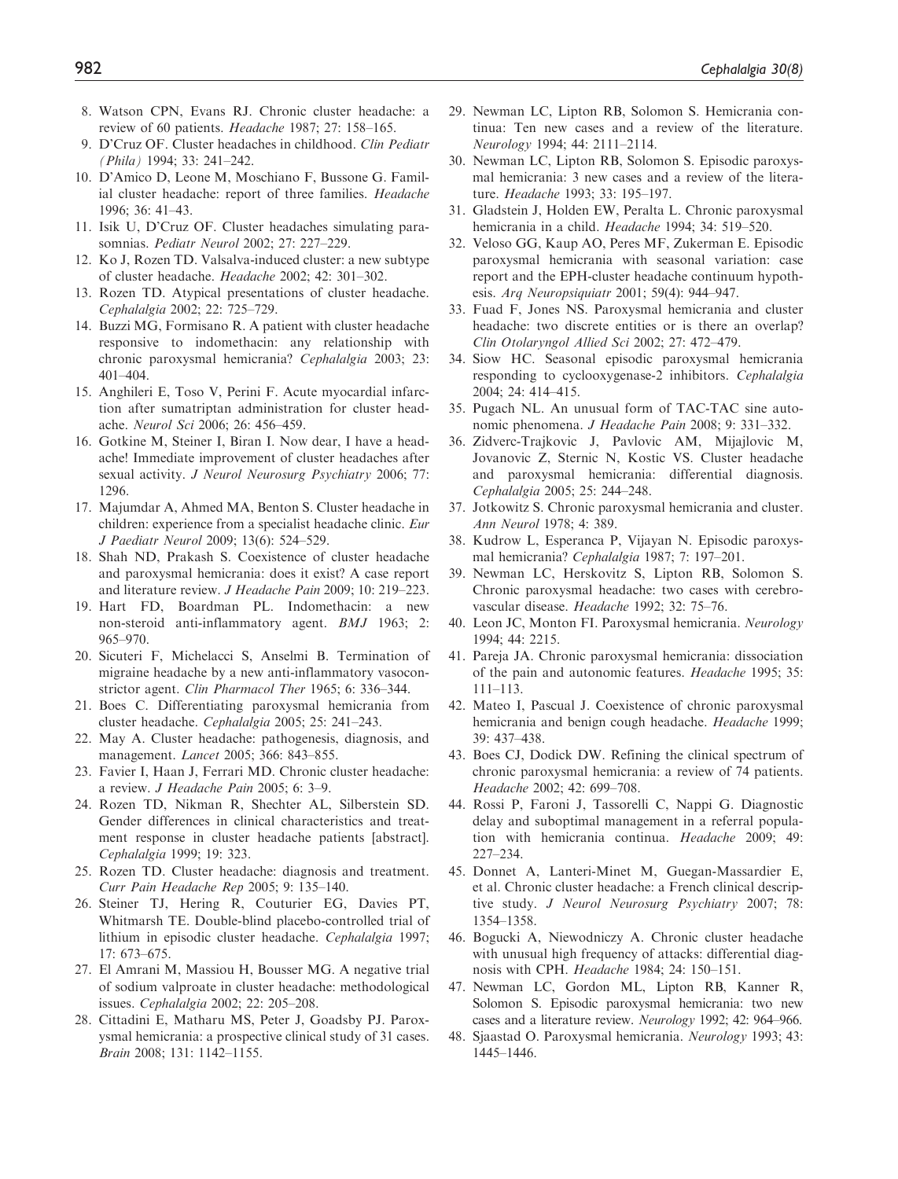8. Watson CPN, Evans RJ. Chronic cluster headache: a review of 60 patients. *Headache* 1987; 27: 158–165.
9. D'Cruz OF. Cluster headaches in childhood. *Clin Pediatr (Phila)* 1994; 33: 241–242.
10. D'Amico D, Leone M, Moschiano F, Bussone G. Familial cluster headache: report of three families. *Headache* 1996; 36: 41–43.
11. Isik U, D'Cruz OF. Cluster headaches simulating parasomnias. *Pediatr Neurol* 2002; 27: 227–229.
12. Ko J, Rozen TD. Valsalva-induced cluster: a new subtype of cluster headache. *Headache* 2002; 42: 301–302.
13. Rozen TD. Atypical presentations of cluster headache. *Cephalalgia* 2002; 22: 725–729.
14. Buzzi MG, Formisano R. A patient with cluster headache responsive to indomethacin: any relationship with chronic paroxysmal hemicrania? *Cephalalgia* 2003; 23: 401–404.
15. Anghileri E, Toso V, Perini F. Acute myocardial infarction after sumatriptan administration for cluster headache. *Neurol Sci* 2006; 26: 456–459.
16. Gotkine M, Steiner I, Biran I. Now dear, I have a headache! Immediate improvement of cluster headaches after sexual activity. *J Neurol Neurosurg Psychiatry* 2006; 77: 1296.
17. Majumdar A, Ahmed MA, Benton S. Cluster headache in children: experience from a specialist headache clinic. *Eur J Paediatr Neurol* 2009; 13(6): 524–529.
18. Shah ND, Prakash S. Coexistence of cluster headache and paroxysmal hemicrania: does it exist? A case report and literature review. *J Headache Pain* 2009; 10: 219–223.
19. Hart FD, Boardman PL. Indomethacin: a new non-steroid anti-inflammatory agent. *BMJ* 1963; 2: 965–970.
20. Sicuteri F, Michelacci S, Anselmi B. Termination of migraine headache by a new anti-inflammatory vasoconstrictor agent. *Clin Pharmacol Ther* 1965; 6: 336–344.
21. Boes C. Differentiating paroxysmal hemicrania from cluster headache. *Cephalalgia* 2005; 25: 241–243.
22. May A. Cluster headache: pathogenesis, diagnosis, and management. *Lancet* 2005; 366: 843–855.
23. Favier I, Haan J, Ferrari MD. Chronic cluster headache: a review. *J Headache Pain* 2005; 6: 3–9.
24. Rozen TD, Nikman R, Shechter AL, Silberstein SD. Gender differences in clinical characteristics and treatment response in cluster headache patients [abstract]. *Cephalalgia* 1999; 19: 323.
25. Rozen TD. Cluster headache: diagnosis and treatment. *Curr Pain Headache Rep* 2005; 9: 135–140.
26. Steiner TJ, Hering R, Couturier EG, Davies PT, Whitmarsh TE. Double-blind placebo-controlled trial of lithium in episodic cluster headache. *Cephalalgia* 1997; 17: 673–675.
27. El Amrani M, Massiou H, Bousser MG. A negative trial of sodium valproate in cluster headache: methodological issues. *Cephalalgia* 2002; 22: 205–208.
28. Cittadini E, Matharu MS, Peter J, Goadsby PJ. Paroxysmal hemicrania: a prospective clinical study of 31 cases. *Brain* 2008; 131: 1142–1155.
29. Newman LC, Lipton RB, Solomon S. Hemicrania continua: Ten new cases and a review of the literature. *Neurology* 1994; 44: 2111–2114.
30. Newman LC, Lipton RB, Solomon S. Episodic paroxysmal hemicrania: 3 new cases and a review of the literature. *Headache* 1993; 33: 195–197.
31. Gladstein J, Holden EW, Peralta L. Chronic paroxysmal hemicrania in a child. *Headache* 1994; 34: 519–520.
32. Veloso GG, Kaup AO, Peres MF, Zukerman E. Episodic paroxysmal hemicrania with seasonal variation: case report and the EPH-cluster headache continuum hypothesis. *Arq Neuropsiquiatr* 2001; 59(4): 944–947.
33. Fuad F, Jones NS. Paroxysmal hemicrania and cluster headache: two discrete entities or is there an overlap? *Clin Otolaryngol Allied Sci* 2002; 27: 472–479.
34. Siow HC. Seasonal episodic paroxysmal hemicrania responding to cyclooxygenase-2 inhibitors. *Cephalalgia* 2004; 24: 414–415.
35. Pugach NL. An unusual form of TAC-TAC sine autonomic phenomena. *J Headache Pain* 2008; 9: 331–332.
36. Zidverc-Trajkovic J, Pavlovic AM, Mijajlovic M, Jovanovic Z, Sternic N, Kostic VS. Cluster headache and paroxysmal hemicrania: differential diagnosis. *Cephalalgia* 2005; 25: 244–248.
37. Jotkowitz S. Chronic paroxysmal hemicrania and cluster. *Ann Neurol* 1978; 4: 389.
38. Kudrow L, Esperanca P, Vijayan N. Episodic paroxysmal hemicrania? *Cephalalgia* 1987; 7: 197–201.
39. Newman LC, Herskovitz S, Lipton RB, Solomon S. Chronic paroxysmal headache: two cases with cerebrovascular disease. *Headache* 1992; 32: 75–76.
40. Leon JC, Monton FI. Paroxysmal hemicrania. *Neurology* 1994; 44: 2215.
41. Pareja JA. Chronic paroxysmal hemicrania: dissociation of the pain and autonomic features. *Headache* 1995; 35: 111–113.
42. Mateo I, Pascual J. Coexistence of chronic paroxysmal hemicrania and benign cough headache. *Headache* 1999; 39: 437–438.
43. Boes CJ, Dodick DW. Refining the clinical spectrum of chronic paroxysmal hemicrania: a review of 74 patients. *Headache* 2002; 42: 699–708.
44. Rossi P, Faroni J, Tassorelli C, Nappi G. Diagnostic delay and suboptimal management in a referral population with hemicrania continua. *Headache* 2009; 49: 227–234.
45. Donnet A, Lanteri-Minet M, Guegan-Massardier E, et al. Chronic cluster headache: a French clinical descriptive study. *J Neurol Neurosurg Psychiatry* 2007; 78: 1354–1358.
46. Bogucki A, Niewodniczy A. Chronic cluster headache with unusual high frequency of attacks: differential diagnosis with CPH. *Headache* 1984; 24: 150–151.
47. Newman LC, Gordon ML, Lipton RB, Kanner R, Solomon S. Episodic paroxysmal hemicrania: two new cases and a literature review. *Neurology* 1992; 42: 964–966.
48. Sjaastad O. Paroxysmal hemicrania. *Neurology* 1993; 43: 1445–1446.